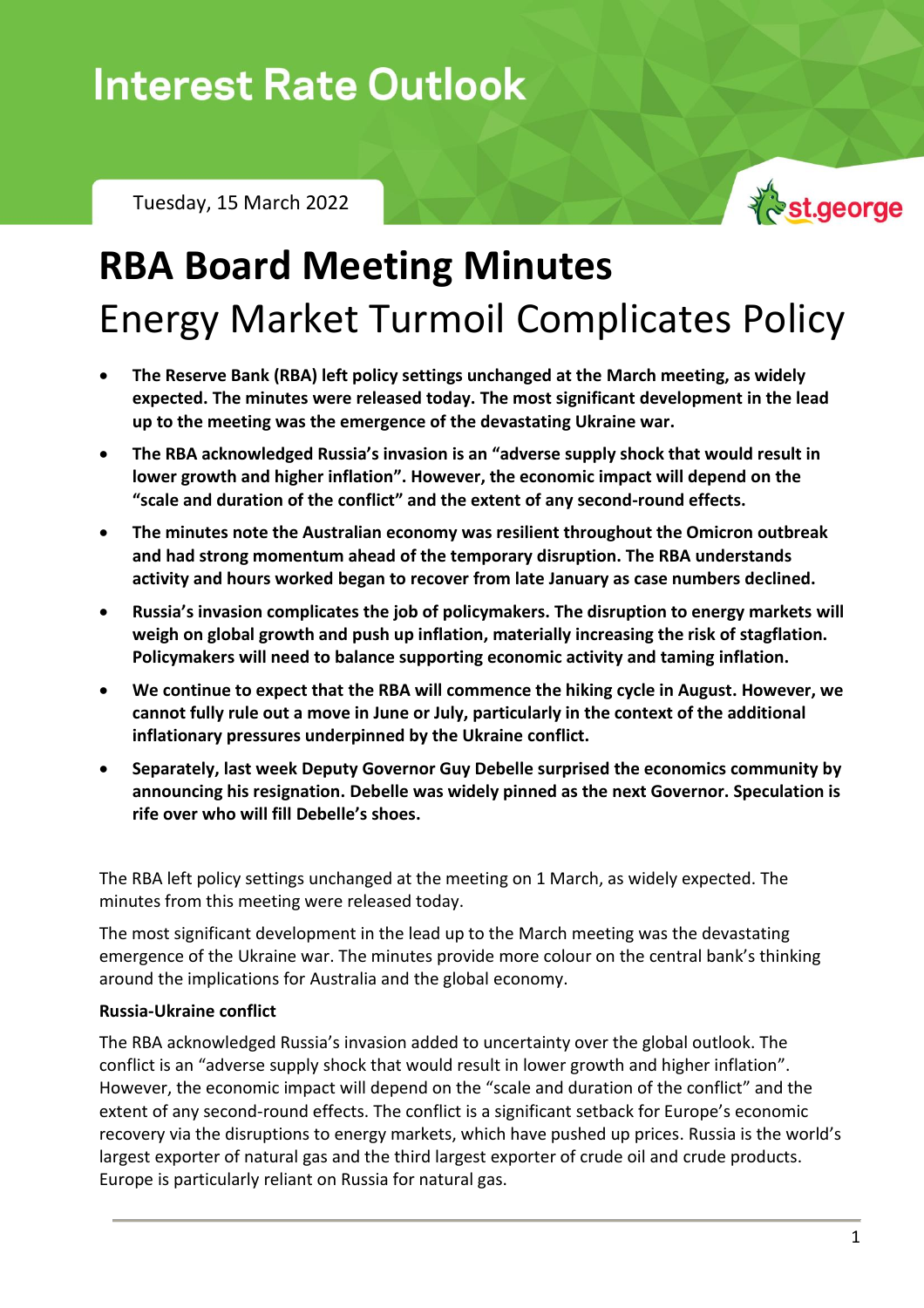# Interest Rate Outlook

Tuesday, 15 March 2022

st.george

# RBA Board Meeting Minutes

## Energy Market Turmoil Complicates Policy

- **The Reserve Bank (RBA) left policy settings unchanged at the March meeting, as widely expected. The minutes were released today. The most significant development in the lead up to the meeting was the emergence of the devastating Ukraine war.**
- **The RBA acknowledged Russia's invasion is an "adverse supply shock that would result in lower growth and higher inflation". However, the economic impact will depend on the "scale and duration of the conflict" and the extent of any second-round effects.**
- **The minutes note the Australian economy was resilient throughout the Omicron outbreak and had strong momentum ahead of the temporary disruption. The RBA understands activity and hours worked began to recover from late January as case numbers declined.**
- **Russia's invasion complicates the job of policymakers. The disruption to energy markets will weigh on global growth and push up inflation, materially increasing the risk of stagflation. Policymakers will need to balance supporting economic activity and taming inflation.**
- **We continue to expect that the RBA will commence the hiking cycle in August. However, we cannot fully rule out a move in June or July, particularly in the context of the additional inflationary pressures underpinned by the Ukraine conflict.**
- **Separately, last week Deputy Governor Guy Debelle surprised the economics community by announcing his resignation. Debelle was widely pinned as the next Governor. Speculation is rife over who will fill Debelle's shoes.**

The RBA left policy settings unchanged at the meeting on 1 March, as widely expected. The minutes from this meeting were released today.

The most significant development in the lead up to the March meeting was the devastating emergence of the Ukraine war. The minutes provide more colour on the central bank's thinking around the implications for Australia and the global economy.

**Russia-Ukraine conflict**

The RBA acknowledged Russia's invasion added to uncertainty over the global outlook. The conflict is an "adverse supply shock that would result in lower growth and higher inflation". However, the economic impact will depend on the "scale and duration of the conflict" and the extent of any second-round effects. The conflict is a significant setback for Europe's economic recovery via the disruptions to energy markets, which have pushed up prices. Russia is the world's largest exporter of natural gas and the third largest exporter of crude oil and crude products. Europe is particularly reliant on Russia for natural gas.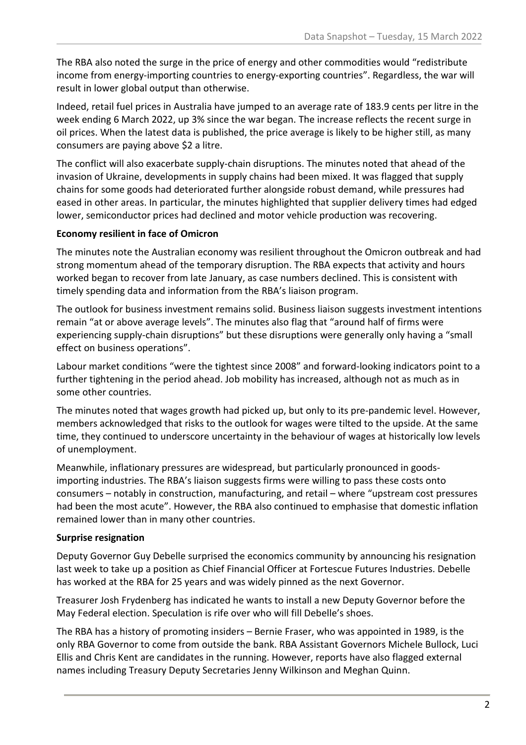The RBA also noted the surge in the price of energy and other commodities would "redistribute income from energy-importing countries to energy-exporting countries". Regardless, the war will result in lower global output than otherwise.

Indeed, retail fuel prices in Australia have jumped to an average rate of 183.9 cents per litre in the week ending 6 March 2022, up 3% since the war began. The increase reflects the recent surge in oil prices. When the latest data is published, the price average is likely to be higher still, as many consumers are paying above $2 a litre.

The conflict will also exacerbate supply-chain disruptions. The minutes noted that ahead of the invasion of Ukraine, developments in supply chains had been mixed. It was flagged that supply chains for some goods had deteriorated further alongside robust demand, while pressures had eased in other areas. In particular, the minutes highlighted that supplier delivery times had edged lower, semiconductor prices had declined and motor vehicle production was recovering.

**Economy resilient in face of Omicron**

The minutes note the Australian economy was resilient throughout the Omicron outbreak and had strong momentum ahead of the temporary disruption. The RBA expects that activity and hours worked began to recover from late January, as case numbers declined. This is consistent with timely spending data and information from the RBA's liaison program.

The outlook for business investment remains solid. Business liaison suggests investment intentions remain "at or above average levels". The minutes also flag that "around half of firms were experiencing supply-chain disruptions" but these disruptions were generally only having a "small effect on business operations".

Labour market conditions "were the tightest since 2008" and forward-looking indicators point to a further tightening in the period ahead. Job mobility has increased, although not as much as in some other countries.

The minutes noted that wages growth had picked up, but only to its pre-pandemic level. However, members acknowledged that risks to the outlook for wages were tilted to the upside. At the same time, they continued to underscore uncertainty in the behaviour of wages at historically low levels of unemployment.

Meanwhile, inflationary pressures are widespread, but particularly pronounced in goods-importing industries. The RBA's liaison suggests firms were willing to pass these costs onto consumers – notably in construction, manufacturing, and retail – where "upstream cost pressures had been the most acute". However, the RBA also continued to emphasise that domestic inflation remained lower than in many other countries.

**Surprise resignation**

Deputy Governor Guy Debelle surprised the economics community by announcing his resignation last week to take up a position as Chief Financial Officer at Fortescue Futures Industries. Debelle has worked at the RBA for 25 years and was widely pinned as the next Governor.

Treasurer Josh Frydenberg has indicated he wants to install a new Deputy Governor before the May Federal election. Speculation is rife over who will fill Debelle's shoes.

The RBA has a history of promoting insiders – Bernie Fraser, who was appointed in 1989, is the only RBA Governor to come from outside the bank. RBA Assistant Governors Michele Bullock, Luci Ellis and Chris Kent are candidates in the running. However, reports have also flagged external names including Treasury Deputy Secretaries Jenny Wilkinson and Meghan Quinn.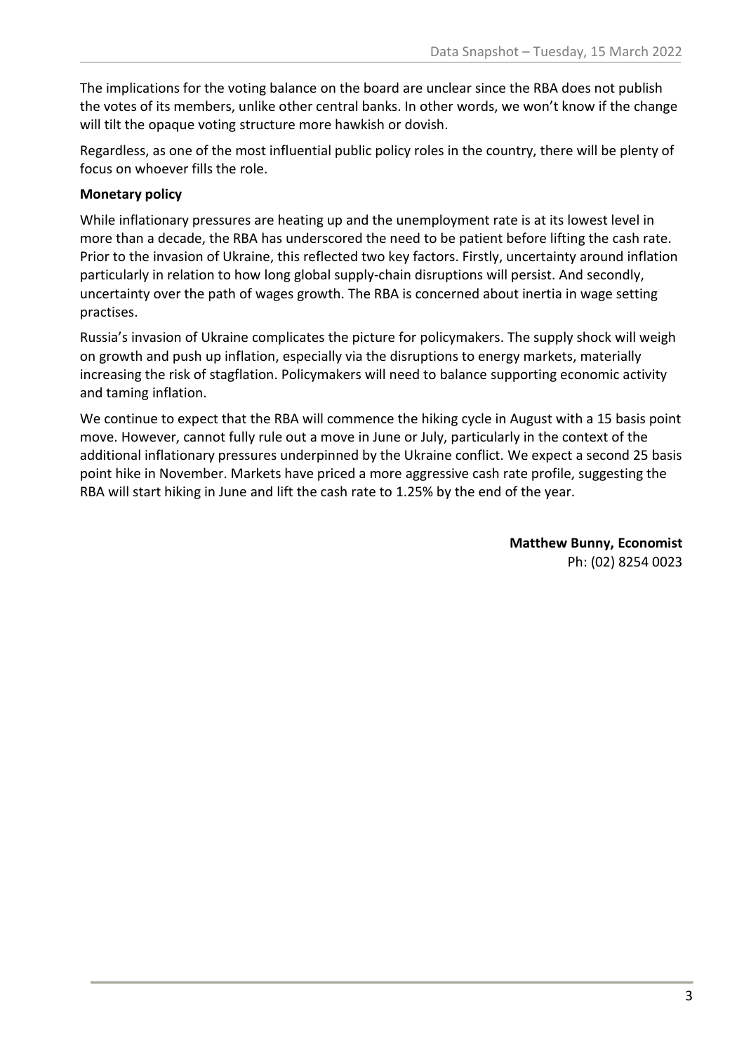The implications for the voting balance on the board are unclear since the RBA does not publish the votes of its members, unlike other central banks. In other words, we won't know if the change will tilt the opaque voting structure more hawkish or dovish.

Regardless, as one of the most influential public policy roles in the country, there will be plenty of focus on whoever fills the role.

**Monetary policy**

While inflationary pressures are heating up and the unemployment rate is at its lowest level in more than a decade, the RBA has underscored the need to be patient before lifting the cash rate. Prior to the invasion of Ukraine, this reflected two key factors. Firstly, uncertainty around inflation particularly in relation to how long global supply-chain disruptions will persist. And secondly, uncertainty over the path of wages growth. The RBA is concerned about inertia in wage setting practises.

Russia's invasion of Ukraine complicates the picture for policymakers. The supply shock will weigh on growth and push up inflation, especially via the disruptions to energy markets, materially increasing the risk of stagflation. Policymakers will need to balance supporting economic activity and taming inflation.

We continue to expect that the RBA will commence the hiking cycle in August with a 15 basis point move. However, cannot fully rule out a move in June or July, particularly in the context of the additional inflationary pressures underpinned by the Ukraine conflict. We expect a second 25 basis point hike in November. Markets have priced a more aggressive cash rate profile, suggesting the RBA will start hiking in June and lift the cash rate to 1.25% by the end of the year.

**Matthew Bunny, Economist**
Ph: (02) 8254 0023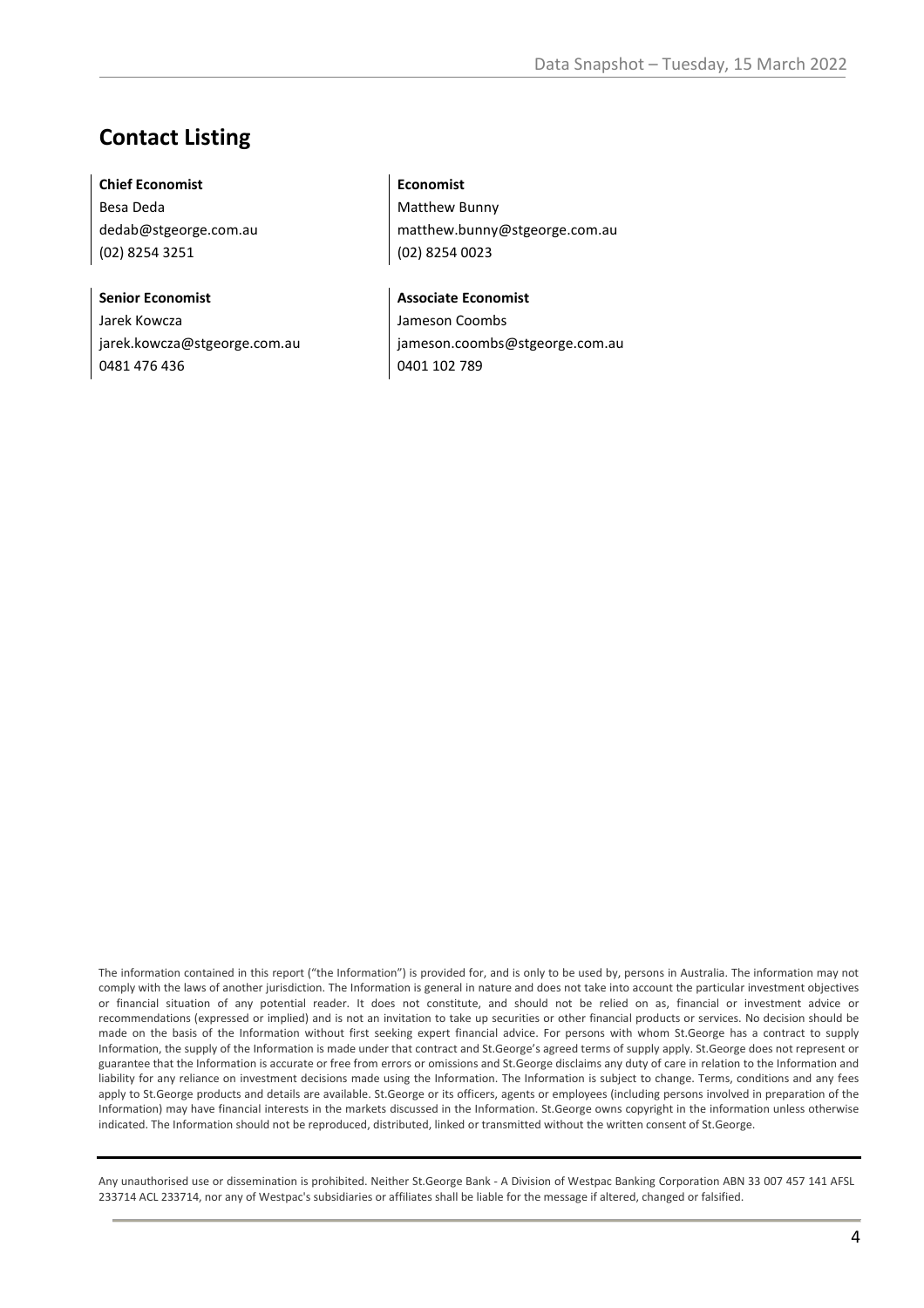## Contact Listing

**Chief Economist**
Besa Deda
dedab@stgeorge.com.au
(02) 8254 3251

**Senior Economist**
Jarek Kowcza
jarek.kowcza@stgeorge.com.au
0481 476 436

**Economist**
Matthew Bunny
matthew.bunny@stgeorge.com.au
(02) 8254 0023

**Associate Economist**
Jameson Coombs
jameson.coombs@stgeorge.com.au
0401 102 789

The information contained in this report ("the Information") is provided for, and is only to be used by, persons in Australia. The information may not comply with the laws of another jurisdiction. The Information is general in nature and does not take into account the particular investment objectives or financial situation of any potential reader. It does not constitute, and should not be relied on as, financial or investment advice or recommendations (expressed or implied) and is not an invitation to take up securities or other financial products or services. No decision should be made on the basis of the Information without first seeking expert financial advice. For persons with whom St.George has a contract to supply Information, the supply of the Information is made under that contract and St.George's agreed terms of supply apply. St.George does not represent or guarantee that the Information is accurate or free from errors or omissions and St.George disclaims any duty of care in relation to the Information and liability for any reliance on investment decisions made using the Information. The Information is subject to change. Terms, conditions and any fees apply to St.George products and details are available. St.George or its officers, agents or employees (including persons involved in preparation of the Information) may have financial interests in the markets discussed in the Information. St.George owns copyright in the information unless otherwise indicated. The Information should not be reproduced, distributed, linked or transmitted without the written consent of St.George.

Any unauthorised use or dissemination is prohibited. Neither St.George Bank - A Division of Westpac Banking Corporation ABN 33 007 457 141 AFSL 233714 ACL 233714, nor any of Westpac's subsidiaries or affiliates shall be liable for the message if altered, changed or falsified.